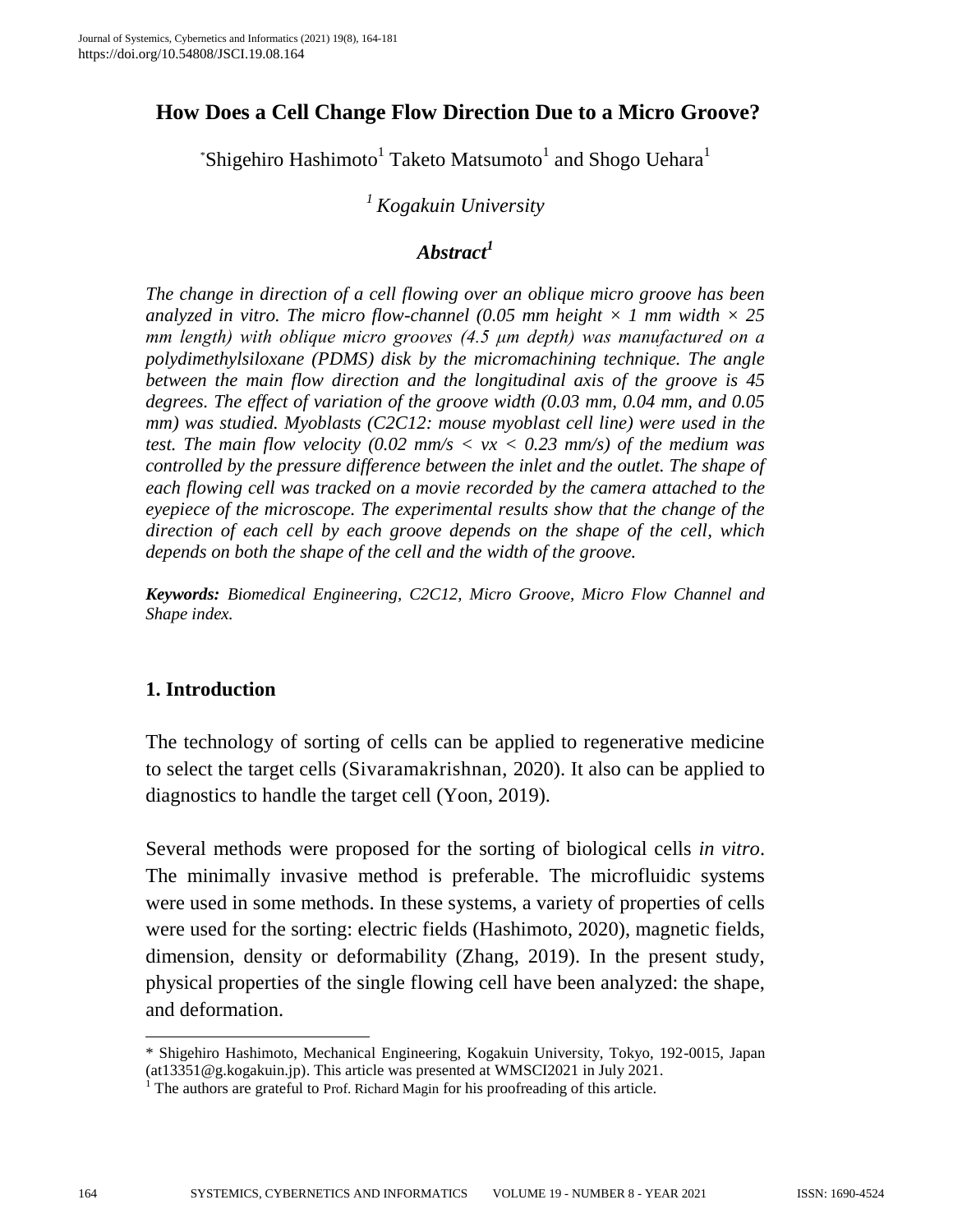# How Does a Cell Change Flow Direction Due to a Micro Groove?

*Shigehiro Hashimoto[1] Taketo Matsumoto[1] and Shogo Uehara[1]

*[1] Kogakuin University*

## *Abstract[1]*

*The change in direction of a cell flowing over an oblique micro groove has been analyzed in vitro. The micro flow-channel (0.05 mm height × 1 mm width × 25 mm length) with oblique micro grooves (4.5 μm depth) was manufactured on a polydimethylsiloxane (PDMS) disk by the micromachining technique. The angle between the main flow direction and the longitudinal axis of the groove is 45 degrees. The effect of variation of the groove width (0.03 mm, 0.04 mm, and 0.05 mm) was studied. Myoblasts (C2C12: mouse myoblast cell line) were used in the test. The main flow velocity (0.02 mm/s < vx < 0.23 mm/s) of the medium was controlled by the pressure difference between the inlet and the outlet. The shape of each flowing cell was tracked on a movie recorded by the camera attached to the eyepiece of the microscope. The experimental results show that the change of the direction of each cell by each groove depends on the shape of the cell, which depends on both the shape of the cell and the width of the groove.*

***Keywords:*** *Biomedical Engineering, C2C12, Micro Groove, Micro Flow Channel and Shape index.*

## 1. Introduction

The technology of sorting of cells can be applied to regenerative medicine to select the target cells (Sivaramakrishnan, 2020). It also can be applied to diagnostics to handle the target cell (Yoon, 2019).

Several methods were proposed for the sorting of biological cells *in vitro*. The minimally invasive method is preferable. The microfluidic systems were used in some methods. In these systems, a variety of properties of cells were used for the sorting: electric fields (Hashimoto, 2020), magnetic fields, dimension, density or deformability (Zhang, 2019). In the present study, physical properties of the single flowing cell have been analyzed: the shape, and deformation.

---

\* Shigehiro Hashimoto, Mechanical Engineering, Kogakuin University, Tokyo, 192-0015, Japan (at13351@g.kogakuin.jp). This article was presented at WMSCI2021 in July 2021.

[1] The authors are grateful to Prof. Richard Magin for his proofreading of this article.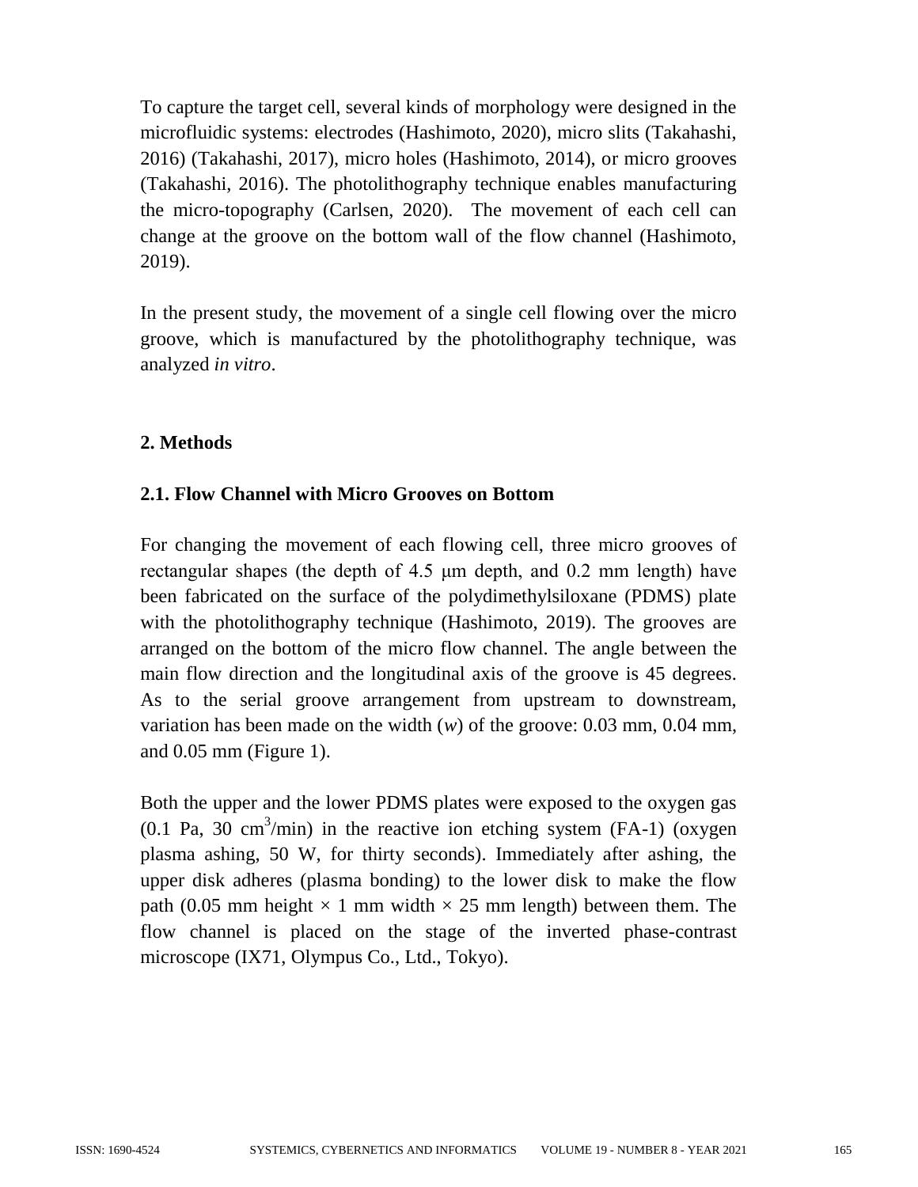To capture the target cell, several kinds of morphology were designed in the microfluidic systems: electrodes (Hashimoto, 2020), micro slits (Takahashi, 2016) (Takahashi, 2017), micro holes (Hashimoto, 2014), or micro grooves (Takahashi, 2016). The photolithography technique enables manufacturing the micro-topography (Carlsen, 2020). The movement of each cell can change at the groove on the bottom wall of the flow channel (Hashimoto, 2019).

In the present study, the movement of a single cell flowing over the micro groove, which is manufactured by the photolithography technique, was analyzed *in vitro*.

## 2. Methods

### 2.1. Flow Channel with Micro Grooves on Bottom

For changing the movement of each flowing cell, three micro grooves of rectangular shapes (the depth of 4.5 μm depth, and 0.2 mm length) have been fabricated on the surface of the polydimethylsiloxane (PDMS) plate with the photolithography technique (Hashimoto, 2019). The grooves are arranged on the bottom of the micro flow channel. The angle between the main flow direction and the longitudinal axis of the groove is 45 degrees. As to the serial groove arrangement from upstream to downstream, variation has been made on the width ($w$) of the groove: 0.03 mm, 0.04 mm, and 0.05 mm (Figure 1).

Both the upper and the lower PDMS plates were exposed to the oxygen gas (0.1 Pa, 30 $cm^3$/min) in the reactive ion etching system (FA-1) (oxygen plasma ashing, 50 W, for thirty seconds). Immediately after ashing, the upper disk adheres (plasma bonding) to the lower disk to make the flow path (0.05 mm height × 1 mm width × 25 mm length) between them. The flow channel is placed on the stage of the inverted phase-contrast microscope (IX71, Olympus Co., Ltd., Tokyo).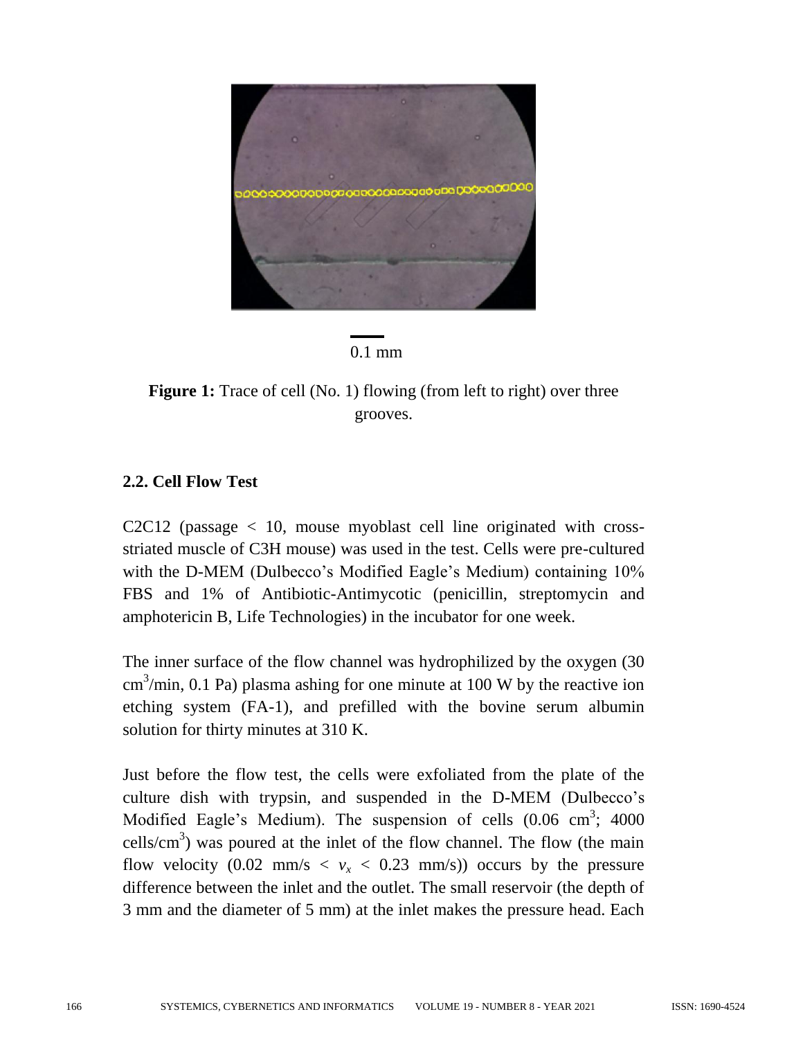0.1 mm

**Figure 1:** Trace of cell (No. 1) flowing (from left to right) over three grooves.

### 2.2. Cell Flow Test

C2C12 (passage < 10, mouse myoblast cell line originated with cross-striated muscle of C3H mouse) was used in the test. Cells were pre-cultured with the D-MEM (Dulbecco's Modified Eagle's Medium) containing 10% FBS and 1% of Antibiotic-Antimycotic (penicillin, streptomycin and amphotericin B, Life Technologies) in the incubator for one week.

The inner surface of the flow channel was hydrophilized by the oxygen (30 $cm^3$/min, 0.1 Pa) plasma ashing for one minute at 100 W by the reactive ion etching system (FA-1), and prefilled with the bovine serum albumin solution for thirty minutes at 310 K.

Just before the flow test, the cells were exfoliated from the plate of the culture dish with trypsin, and suspended in the D-MEM (Dulbecco's Modified Eagle's Medium). The suspension of cells (0.06 $cm^3$; 4000 cells/$cm^3$) was poured at the inlet of the flow channel. The flow (the main flow velocity (0.02 mm/s < $v_x$ < 0.23 mm/s)) occurs by the pressure difference between the inlet and the outlet. The small reservoir (the depth of 3 mm and the diameter of 5 mm) at the inlet makes the pressure head. Each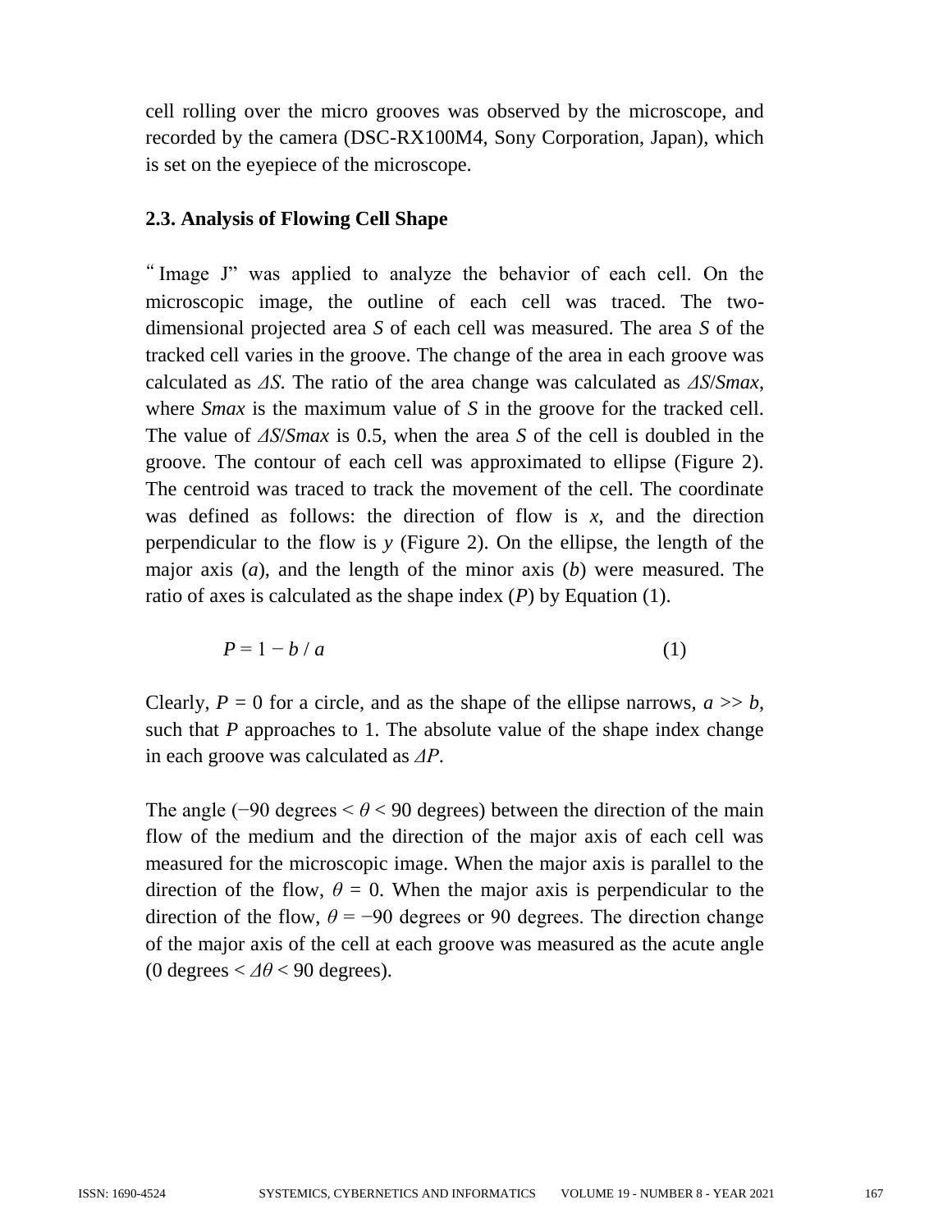cell rolling over the micro grooves was observed by the microscope, and recorded by the camera (DSC-RX100M4, Sony Corporation, Japan), which is set on the eyepiece of the microscope.

### 2.3. Analysis of Flowing Cell Shape

"Image J" was applied to analyze the behavior of each cell. On the microscopic image, the outline of each cell was traced. The two-dimensional projected area $S$ of each cell was measured. The area $S$ of the tracked cell varies in the groove. The change of the area in each groove was calculated as $\Delta S$. The ratio of the area change was calculated as $\Delta S/S_{max}$, where $S_{max}$ is the maximum value of $S$ in the groove for the tracked cell. The value of $\Delta S/S_{max}$ is 0.5, when the area $S$ of the cell is doubled in the groove. The contour of each cell was approximated to ellipse (Figure 2). The centroid was traced to track the movement of the cell. The coordinate was defined as follows: the direction of flow is $x$, and the direction perpendicular to the flow is $y$ (Figure 2). On the ellipse, the length of the major axis ($a$), and the length of the minor axis ($b$) were measured. The ratio of axes is calculated as the shape index ($P$) by Equation (1).

$$P = 1 - b / a \tag{1}$$

Clearly, $P = 0$ for a circle, and as the shape of the ellipse narrows, $a >> b$, such that $P$ approaches to 1. The absolute value of the shape index change in each groove was calculated as $\Delta P$.

The angle ($-90$ degrees $< \theta <$ 90 degrees) between the direction of the main flow of the medium and the direction of the major axis of each cell was measured for the microscopic image. When the major axis is parallel to the direction of the flow, $\theta = 0$. When the major axis is perpendicular to the direction of the flow, $\theta = -90$ degrees or 90 degrees. The direction change of the major axis of the cell at each groove was measured as the acute angle (0 degrees $< \Delta\theta <$ 90 degrees).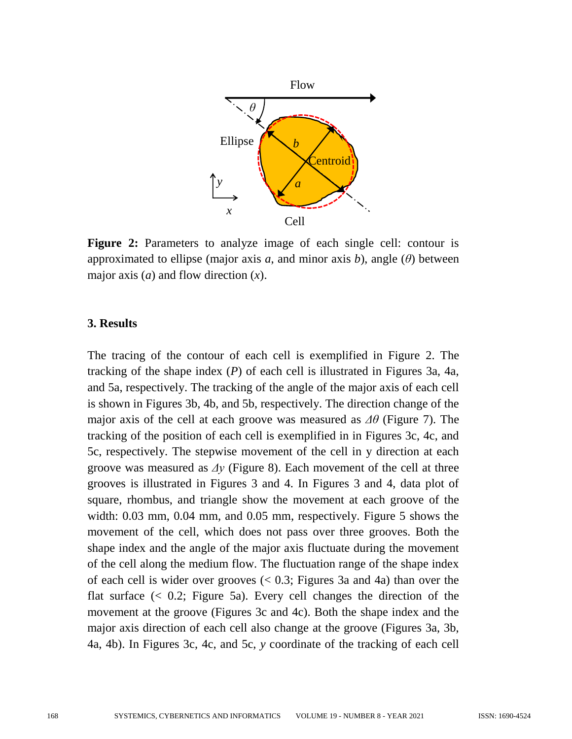**Figure 2:** Parameters to analyze image of each single cell: contour is approximated to ellipse (major axis $a$, and minor axis $b$), angle ($\theta$) between major axis ($a$) and flow direction ($x$).

## 3. Results

The tracing of the contour of each cell is exemplified in Figure 2. The tracking of the shape index ($P$) of each cell is illustrated in Figures 3a, 4a, and 5a, respectively. The tracking of the angle of the major axis of each cell is shown in Figures 3b, 4b, and 5b, respectively. The direction change of the major axis of the cell at each groove was measured as $\Delta\theta$ (Figure 7). The tracking of the position of each cell is exemplified in in Figures 3c, 4c, and 5c, respectively. The stepwise movement of the cell in y direction at each groove was measured as $\Delta y$ (Figure 8). Each movement of the cell at three grooves is illustrated in Figures 3 and 4. In Figures 3 and 4, data plot of square, rhombus, and triangle show the movement at each groove of the width: 0.03 mm, 0.04 mm, and 0.05 mm, respectively. Figure 5 shows the movement of the cell, which does not pass over three grooves. Both the shape index and the angle of the major axis fluctuate during the movement of the cell along the medium flow. The fluctuation range of the shape index of each cell is wider over grooves (< 0.3; Figures 3a and 4a) than over the flat surface (< 0.2; Figure 5a). Every cell changes the direction of the movement at the groove (Figures 3c and 4c). Both the shape index and the major axis direction of each cell also change at the groove (Figures 3a, 3b, 4a, 4b). In Figures 3c, 4c, and 5c, $y$ coordinate of the tracking of each cell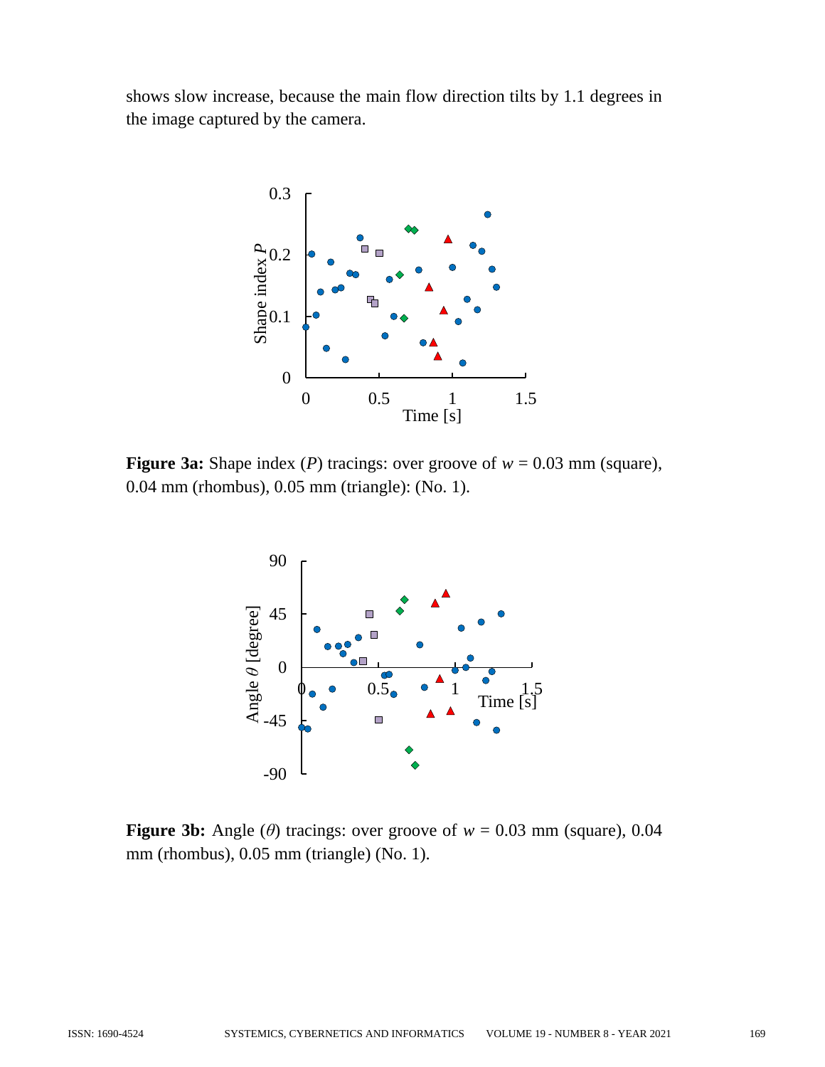shows slow increase, because the main flow direction tilts by 1.1 degrees in the image captured by the camera.

**Figure 3a:** Shape index ($P$) tracings: over groove of $w$ = 0.03 mm (square), 0.04 mm (rhombus), 0.05 mm (triangle): (No. 1).

**Figure 3b:** Angle ($\theta$) tracings: over groove of $w$ = 0.03 mm (square), 0.04 mm (rhombus), 0.05 mm (triangle) (No. 1).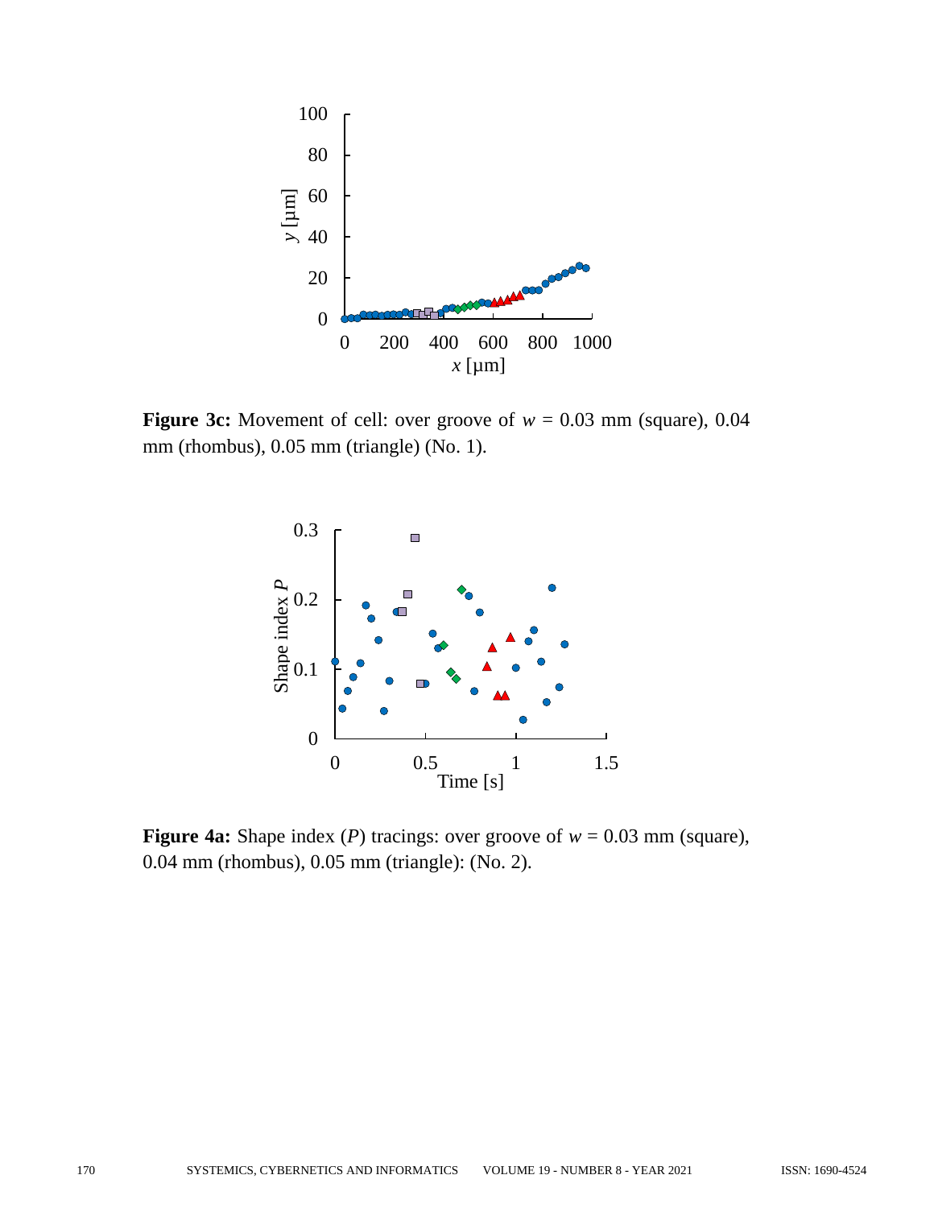**Figure 3c:** Movement of cell: over groove of $w$ = 0.03 mm (square), 0.04 mm (rhombus), 0.05 mm (triangle) (No. 1).

**Figure 4a:** Shape index ($P$) tracings: over groove of $w$ = 0.03 mm (square), 0.04 mm (rhombus), 0.05 mm (triangle): (No. 2).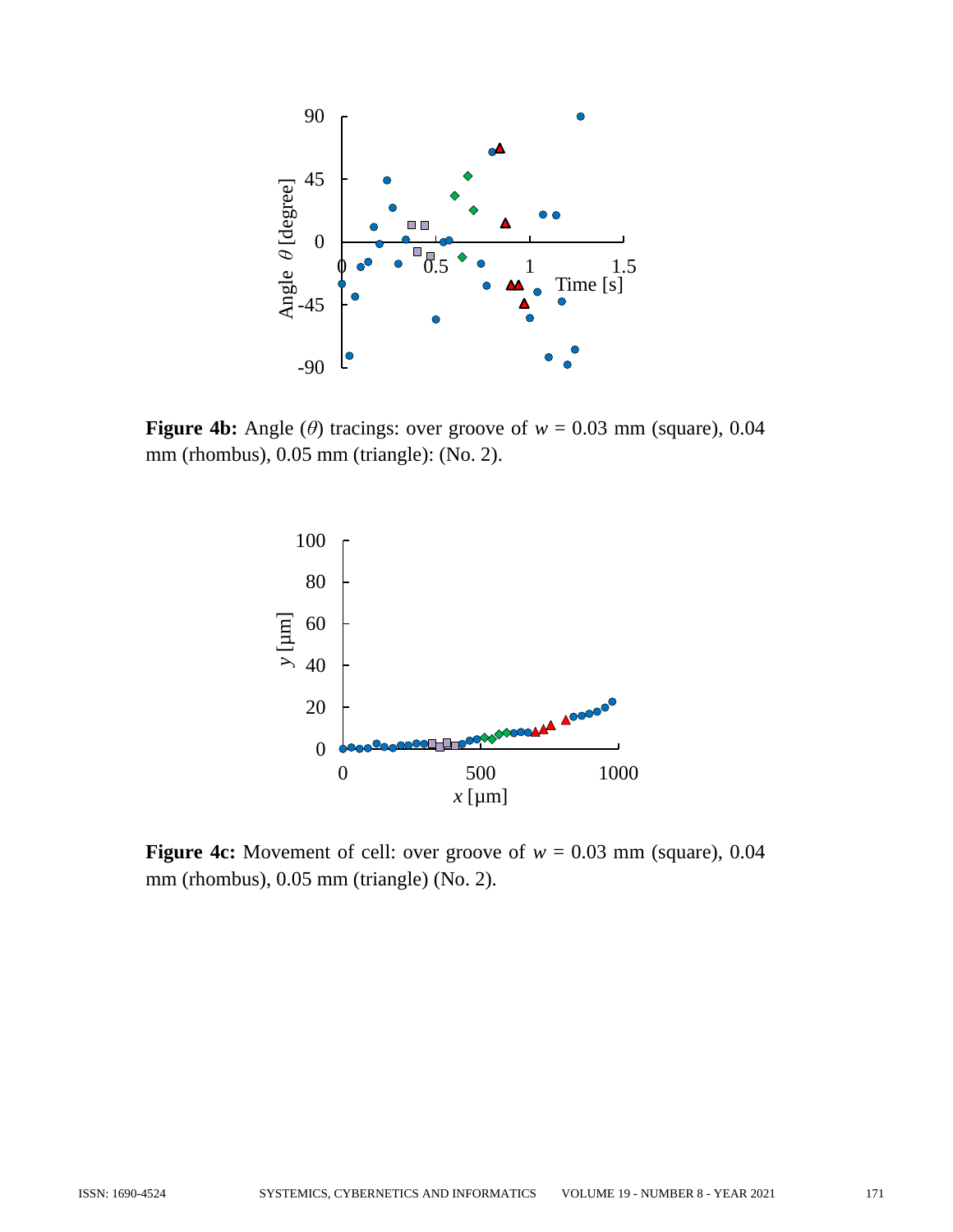**Figure 4b:** Angle ($\theta$) tracings: over groove of $w$ = 0.03 mm (square), 0.04 mm (rhombus), 0.05 mm (triangle): (No. 2).

**Figure 4c:** Movement of cell: over groove of $w$ = 0.03 mm (square), 0.04 mm (rhombus), 0.05 mm (triangle) (No. 2).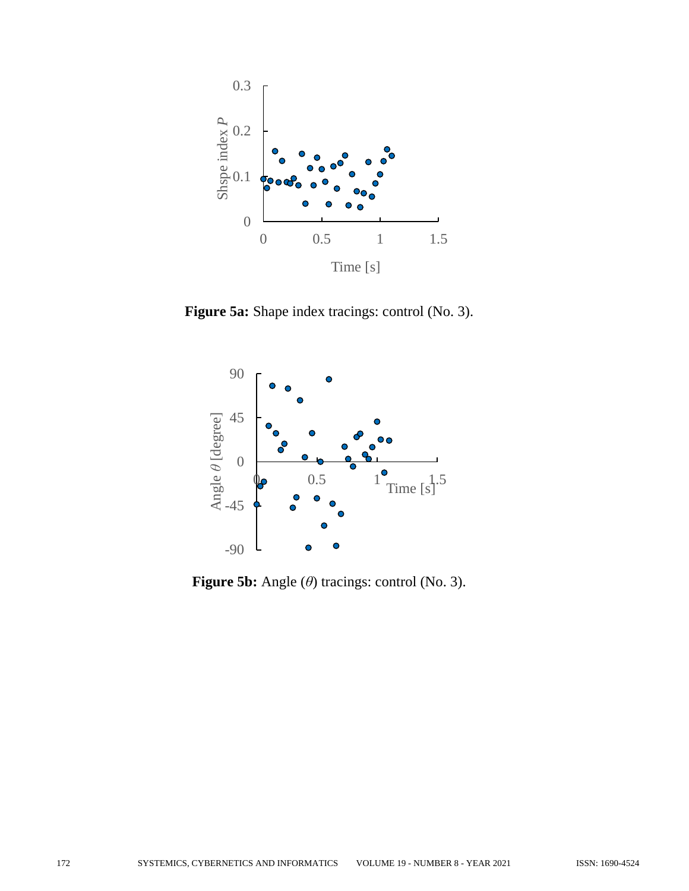**Figure 5a:** Shape index tracings: control (No. 3).

**Figure 5b:** Angle ($\theta$) tracings: control (No. 3).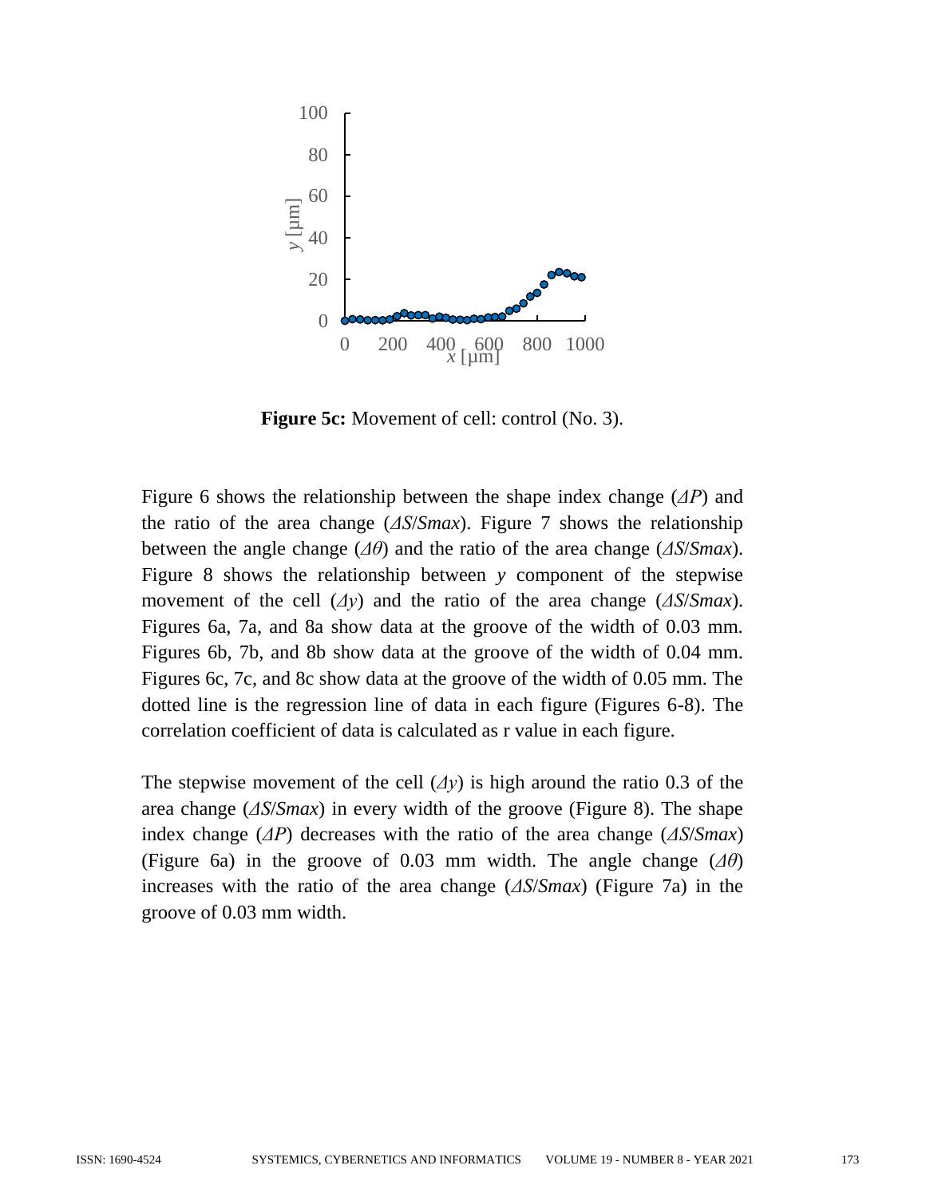**Figure 5c:** Movement of cell: control (No. 3).

Figure 6 shows the relationship between the shape index change ($\Delta P$) and the ratio of the area change ($\Delta S/Smax$). Figure 7 shows the relationship between the angle change ($\Delta\theta$) and the ratio of the area change ($\Delta S/Smax$). Figure 8 shows the relationship between *y* component of the stepwise movement of the cell ($\Delta y$) and the ratio of the area change ($\Delta S/Smax$). Figures 6a, 7a, and 8a show data at the groove of the width of 0.03 mm. Figures 6b, 7b, and 8b show data at the groove of the width of 0.04 mm. Figures 6c, 7c, and 8c show data at the groove of the width of 0.05 mm. The dotted line is the regression line of data in each figure (Figures 6-8). The correlation coefficient of data is calculated as r value in each figure.

The stepwise movement of the cell ($\Delta y$) is high around the ratio 0.3 of the area change ($\Delta S/Smax$) in every width of the groove (Figure 8). The shape index change ($\Delta P$) decreases with the ratio of the area change ($\Delta S/Smax$) (Figure 6a) in the groove of 0.03 mm width. The angle change ($\Delta\theta$) increases with the ratio of the area change ($\Delta S/Smax$) (Figure 7a) in the groove of 0.03 mm width.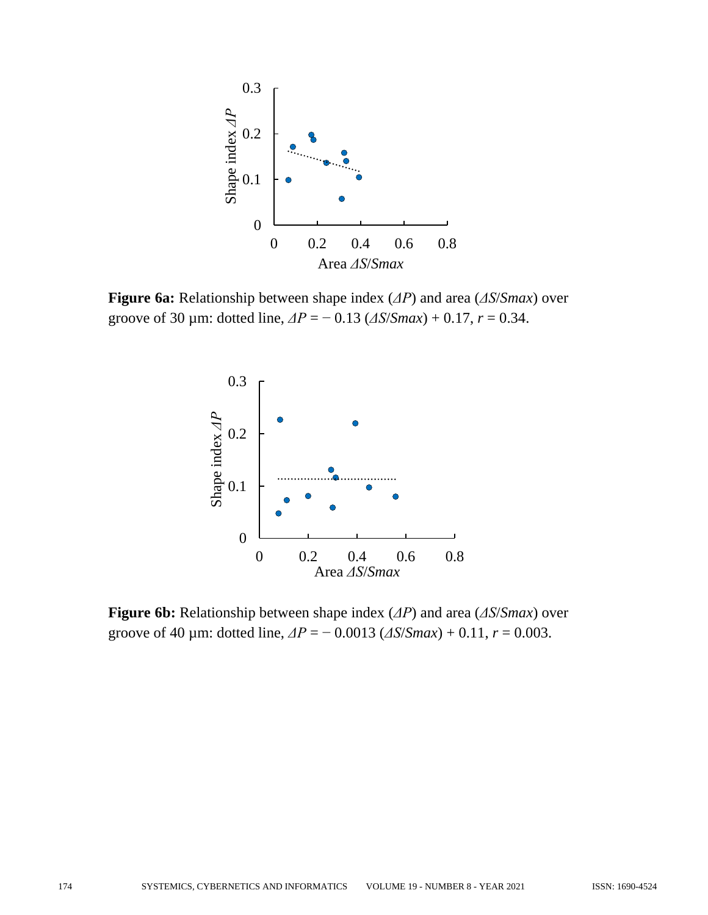**Figure 6a:** Relationship between shape index ($\Delta P$) and area ($\Delta S/Smax$) over groove of 30 μm: dotted line, $\Delta P = -\ 0.13\ (\Delta S/Smax) + 0.17$, $r = 0.34$.

**Figure 6b:** Relationship between shape index ($\Delta P$) and area ($\Delta S/Smax$) over groove of 40 μm: dotted line, $\Delta P = -\ 0.0013\ (\Delta S/Smax) + 0.11$, $r = 0.003$.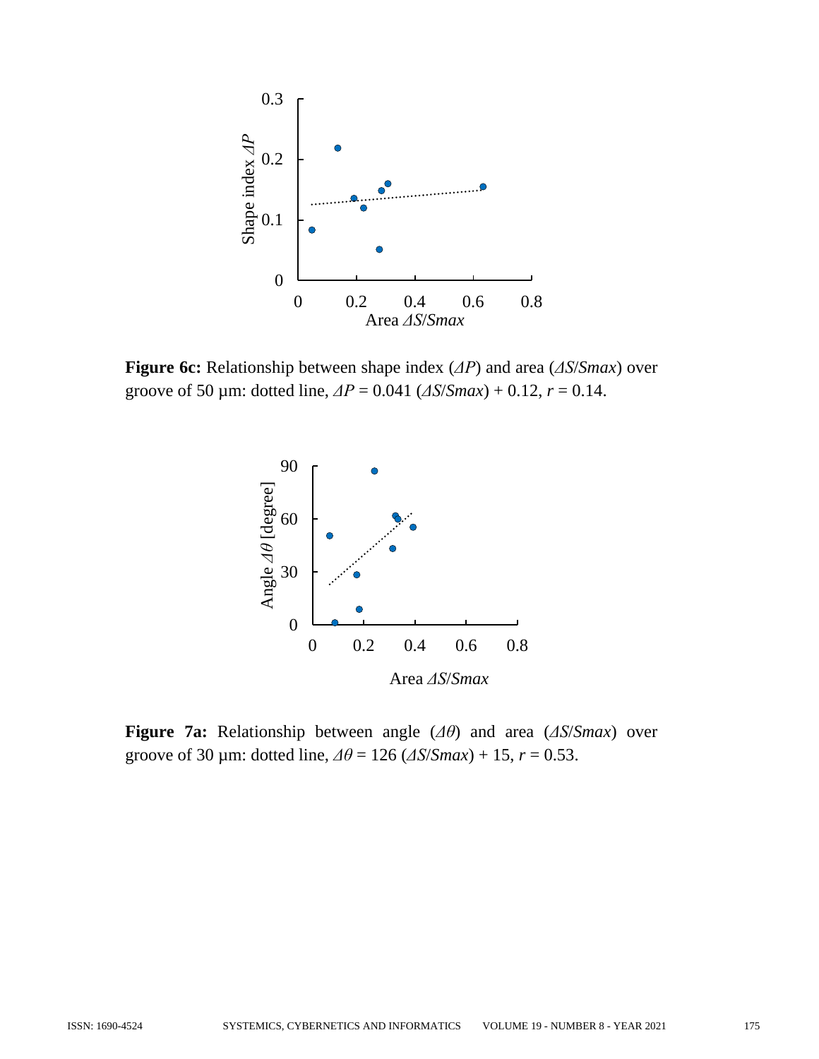**Figure 6c:** Relationship between shape index ($\Delta P$) and area ($\Delta S/Smax$) over groove of 50 µm: dotted line, $\Delta P = 0.041$ ($\Delta S/Smax$) + 0.12, $r = 0.14$.

**Figure 7a:** Relationship between angle ($\Delta\theta$) and area ($\Delta S/Smax$) over groove of 30 µm: dotted line, $\Delta\theta = 126$ ($\Delta S/Smax$) + 15, $r = 0.53$.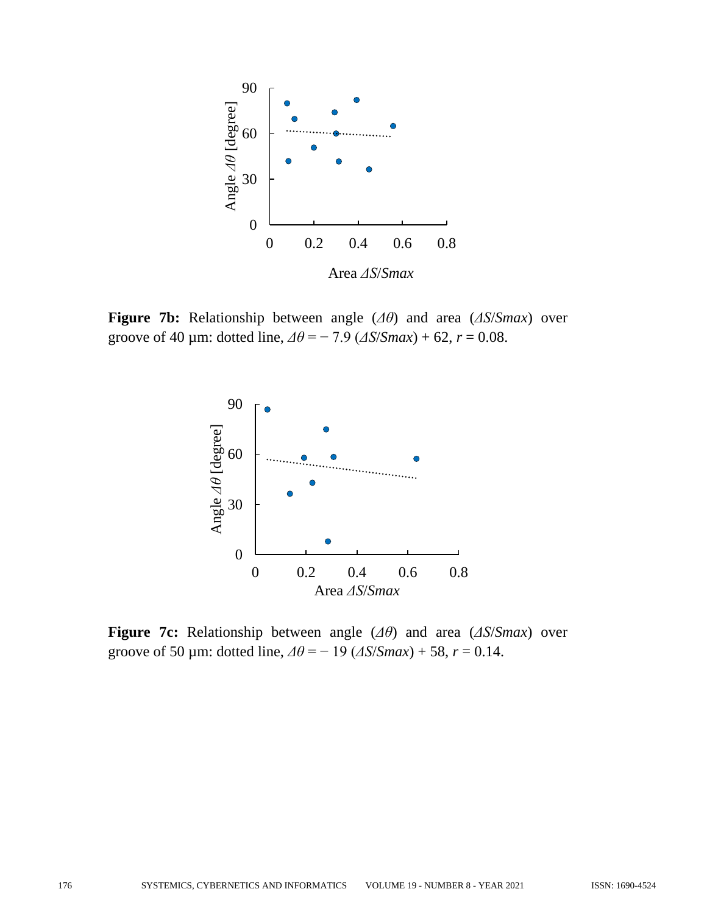**Figure 7b:** Relationship between angle ($\Delta\theta$) and area ($\Delta S/Smax$) over groove of 40 μm: dotted line, $\Delta\theta = -7.9\ (\Delta S/Smax) + 62$, $r = 0.08$.

**Figure 7c:** Relationship between angle ($\Delta\theta$) and area ($\Delta S/Smax$) over groove of 50 μm: dotted line, $\Delta\theta = -19\ (\Delta S/Smax) + 58$, $r = 0.14$.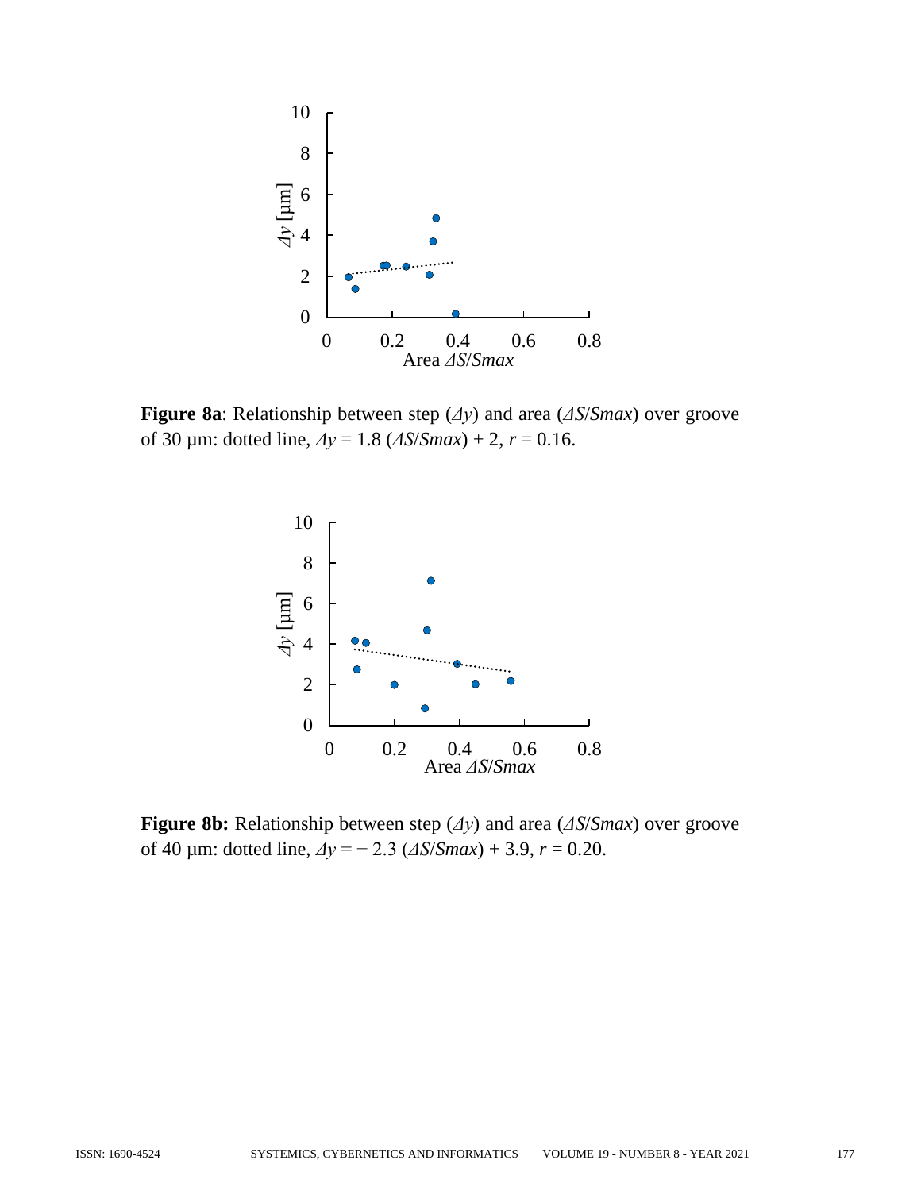**Figure 8a**: Relationship between step (*Δy*) and area (*ΔS*/*Smax*) over groove of 30 µm: dotted line, $\Delta y = 1.8\ (\Delta S/Smax) + 2$, $r = 0.16$.

**Figure 8b:** Relationship between step (*Δy*) and area (*ΔS*/*Smax*) over groove of 40 µm: dotted line, $\Delta y = -\ 2.3\ (\Delta S/Smax) + 3.9$, $r = 0.20$.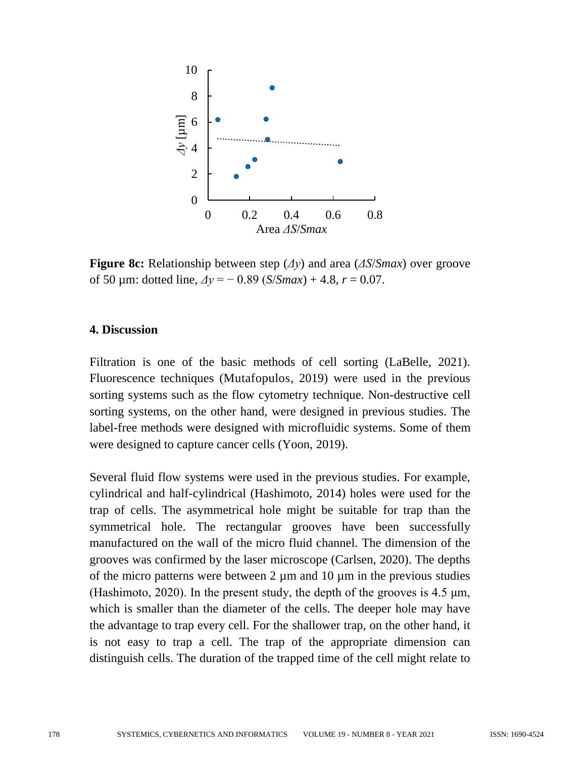**Figure 8c:** Relationship between step ($\Delta y$) and area ($\Delta S/Smax$) over groove of 50 µm: dotted line, $\Delta y = -0.89\ (S/Smax) + 4.8$, $r = 0.07$.

## 4. Discussion

Filtration is one of the basic methods of cell sorting (LaBelle, 2021). Fluorescence techniques (Mutafopulos, 2019) were used in the previous sorting systems such as the flow cytometry technique. Non-destructive cell sorting systems, on the other hand, were designed in previous studies. The label-free methods were designed with microfluidic systems. Some of them were designed to capture cancer cells (Yoon, 2019).

Several fluid flow systems were used in the previous studies. For example, cylindrical and half-cylindrical (Hashimoto, 2014) holes were used for the trap of cells. The asymmetrical hole might be suitable for trap than the symmetrical hole. The rectangular grooves have been successfully manufactured on the wall of the micro fluid channel. The dimension of the grooves was confirmed by the laser microscope (Carlsen, 2020). The depths of the micro patterns were between 2 µm and 10 µm in the previous studies (Hashimoto, 2020). In the present study, the depth of the grooves is 4.5 µm, which is smaller than the diameter of the cells. The deeper hole may have the advantage to trap every cell. For the shallower trap, on the other hand, it is not easy to trap a cell. The trap of the appropriate dimension can distinguish cells. The duration of the trapped time of the cell might relate to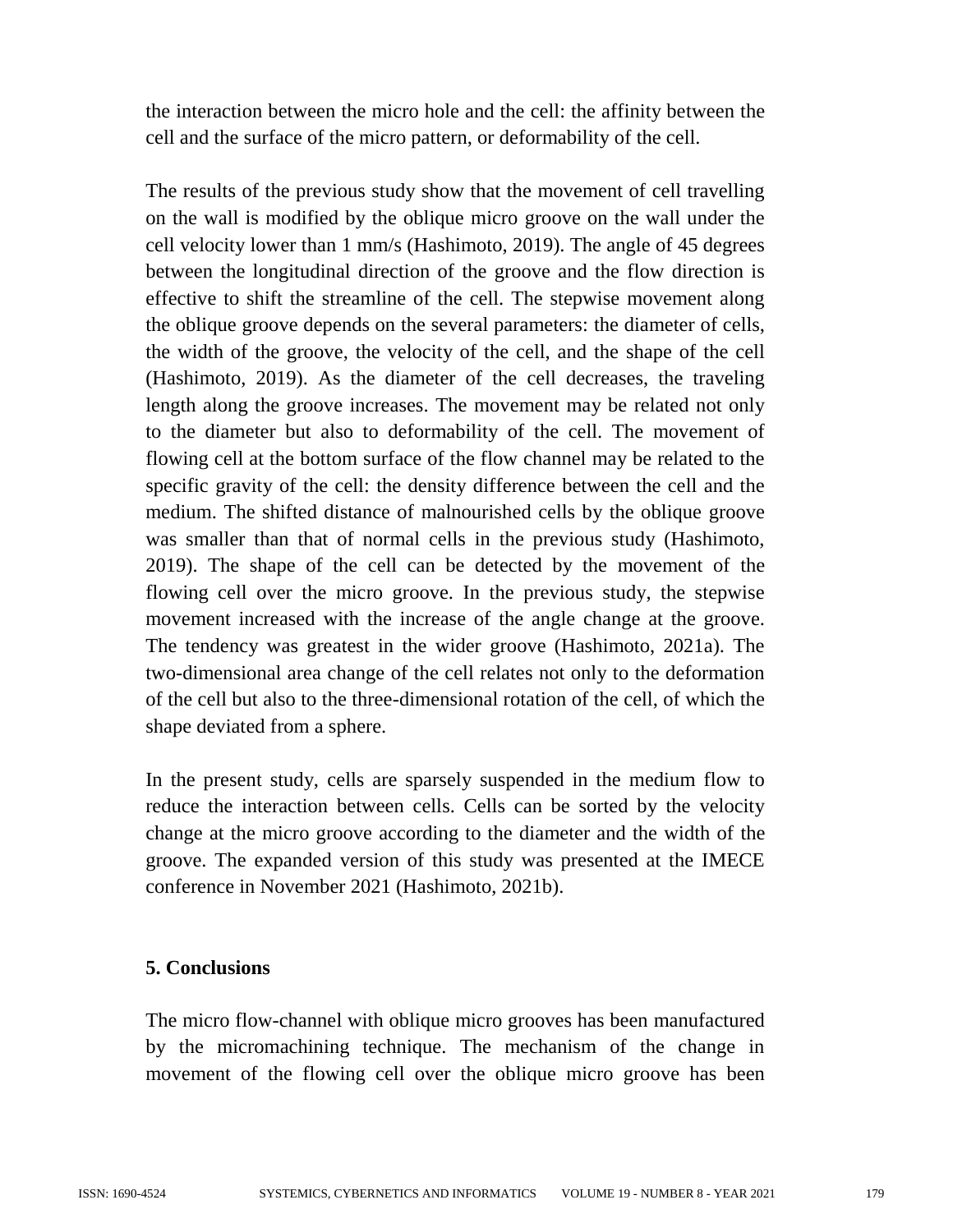the interaction between the micro hole and the cell: the affinity between the cell and the surface of the micro pattern, or deformability of the cell.

The results of the previous study show that the movement of cell travelling on the wall is modified by the oblique micro groove on the wall under the cell velocity lower than 1 mm/s (Hashimoto, 2019). The angle of 45 degrees between the longitudinal direction of the groove and the flow direction is effective to shift the streamline of the cell. The stepwise movement along the oblique groove depends on the several parameters: the diameter of cells, the width of the groove, the velocity of the cell, and the shape of the cell (Hashimoto, 2019). As the diameter of the cell decreases, the traveling length along the groove increases. The movement may be related not only to the diameter but also to deformability of the cell. The movement of flowing cell at the bottom surface of the flow channel may be related to the specific gravity of the cell: the density difference between the cell and the medium. The shifted distance of malnourished cells by the oblique groove was smaller than that of normal cells in the previous study (Hashimoto, 2019). The shape of the cell can be detected by the movement of the flowing cell over the micro groove. In the previous study, the stepwise movement increased with the increase of the angle change at the groove. The tendency was greatest in the wider groove (Hashimoto, 2021a). The two-dimensional area change of the cell relates not only to the deformation of the cell but also to the three-dimensional rotation of the cell, of which the shape deviated from a sphere.

In the present study, cells are sparsely suspended in the medium flow to reduce the interaction between cells. Cells can be sorted by the velocity change at the micro groove according to the diameter and the width of the groove. The expanded version of this study was presented at the IMECE conference in November 2021 (Hashimoto, 2021b).

## 5. Conclusions

The micro flow-channel with oblique micro grooves has been manufactured by the micromachining technique. The mechanism of the change in movement of the flowing cell over the oblique micro groove has been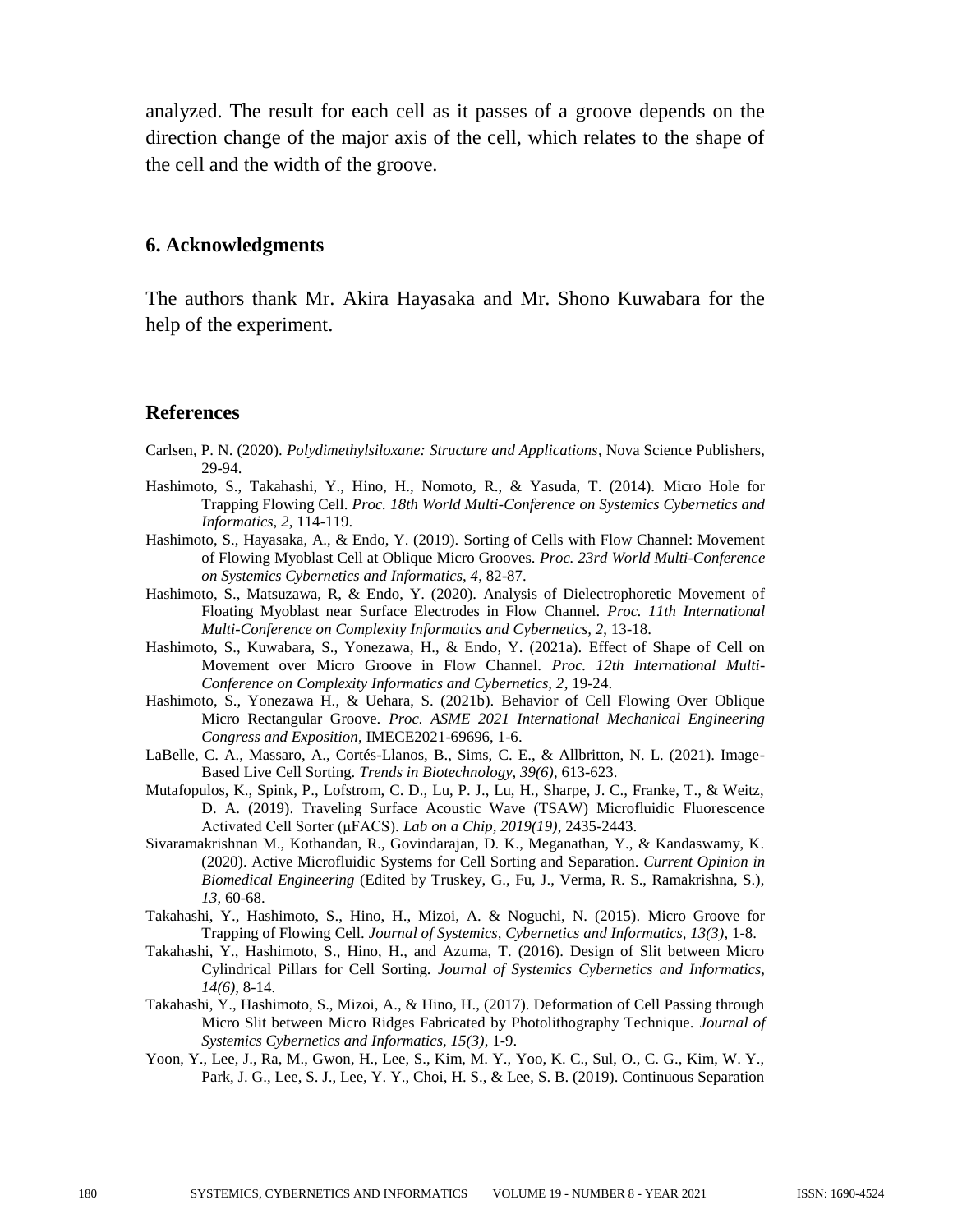analyzed. The result for each cell as it passes of a groove depends on the direction change of the major axis of the cell, which relates to the shape of the cell and the width of the groove.

## 6. Acknowledgments

The authors thank Mr. Akira Hayasaka and Mr. Shono Kuwabara for the help of the experiment.

## References

Carlsen, P. N. (2020). *Polydimethylsiloxane: Structure and Applications*, Nova Science Publishers, 29-94.

Hashimoto, S., Takahashi, Y., Hino, H., Nomoto, R., & Yasuda, T. (2014). Micro Hole for Trapping Flowing Cell. *Proc. 18th World Multi-Conference on Systemics Cybernetics and Informatics, 2*, 114-119.

Hashimoto, S., Hayasaka, A., & Endo, Y. (2019). Sorting of Cells with Flow Channel: Movement of Flowing Myoblast Cell at Oblique Micro Grooves. *Proc. 23rd World Multi-Conference on Systemics Cybernetics and Informatics, 4*, 82-87.

Hashimoto, S., Matsuzawa, R, & Endo, Y. (2020). Analysis of Dielectrophoretic Movement of Floating Myoblast near Surface Electrodes in Flow Channel. *Proc. 11th International Multi-Conference on Complexity Informatics and Cybernetics, 2*, 13-18.

Hashimoto, S., Kuwabara, S., Yonezawa, H., & Endo, Y. (2021a). Effect of Shape of Cell on Movement over Micro Groove in Flow Channel. *Proc. 12th International Multi-Conference on Complexity Informatics and Cybernetics, 2*, 19-24.

Hashimoto, S., Yonezawa H., & Uehara, S. (2021b). Behavior of Cell Flowing Over Oblique Micro Rectangular Groove. *Proc. ASME 2021 International Mechanical Engineering Congress and Exposition*, IMECE2021-69696, 1-6.

LaBelle, C. A., Massaro, A., Cortés-Llanos, B., Sims, C. E., & Allbritton, N. L. (2021). Image-Based Live Cell Sorting. *Trends in Biotechnology, 39(6)*, 613-623.

Mutafopulos, K., Spink, P., Lofstrom, C. D., Lu, P. J., Lu, H., Sharpe, J. C., Franke, T., & Weitz, D. A. (2019). Traveling Surface Acoustic Wave (TSAW) Microfluidic Fluorescence Activated Cell Sorter (μFACS). *Lab on a Chip, 2019(19)*, 2435-2443.

Sivaramakrishnan M., Kothandan, R., Govindarajan, D. K., Meganathan, Y., & Kandaswamy, K. (2020). Active Microfluidic Systems for Cell Sorting and Separation. *Current Opinion in Biomedical Engineering* (Edited by Truskey, G., Fu, J., Verma, R. S., Ramakrishna, S.), *13*, 60-68.

Takahashi, Y., Hashimoto, S., Hino, H., Mizoi, A. & Noguchi, N. (2015). Micro Groove for Trapping of Flowing Cell. *Journal of Systemics, Cybernetics and Informatics, 13(3)*, 1-8.

Takahashi, Y., Hashimoto, S., Hino, H., and Azuma, T. (2016). Design of Slit between Micro Cylindrical Pillars for Cell Sorting. *Journal of Systemics Cybernetics and Informatics, 14(6)*, 8-14.

Takahashi, Y., Hashimoto, S., Mizoi, A., & Hino, H., (2017). Deformation of Cell Passing through Micro Slit between Micro Ridges Fabricated by Photolithography Technique. *Journal of Systemics Cybernetics and Informatics, 15(3)*, 1-9.

Yoon, Y., Lee, J., Ra, M., Gwon, H., Lee, S., Kim, M. Y., Yoo, K. C., Sul, O., C. G., Kim, W. Y., Park, J. G., Lee, S. J., Lee, Y. Y., Choi, H. S., & Lee, S. B. (2019). Continuous Separation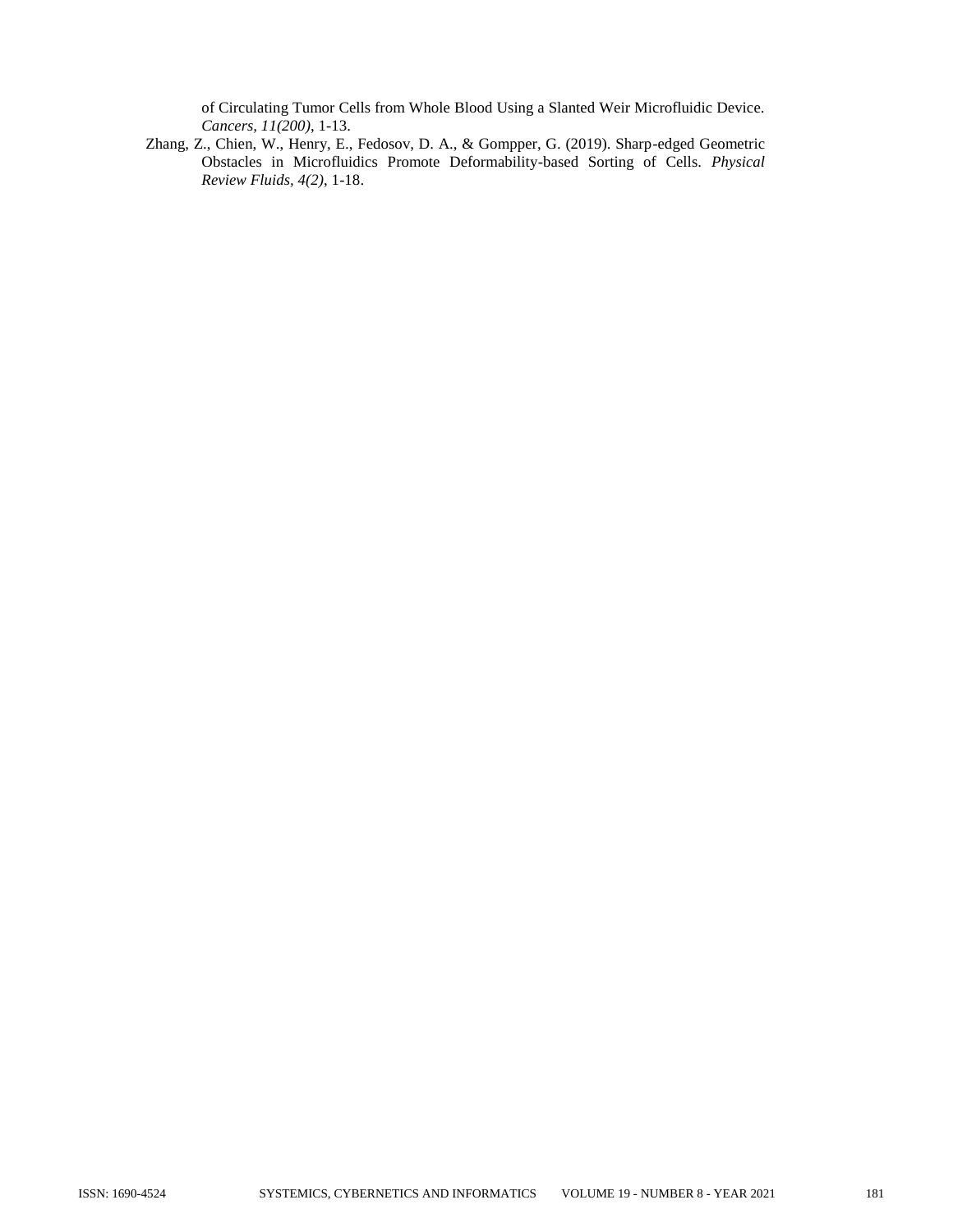of Circulating Tumor Cells from Whole Blood Using a Slanted Weir Microfluidic Device. *Cancers, 11(200)*, 1-13.

Zhang, Z., Chien, W., Henry, E., Fedosov, D. A., & Gompper, G. (2019). Sharp-edged Geometric Obstacles in Microfluidics Promote Deformability-based Sorting of Cells. *Physical Review Fluids, 4(2)*, 1-18.